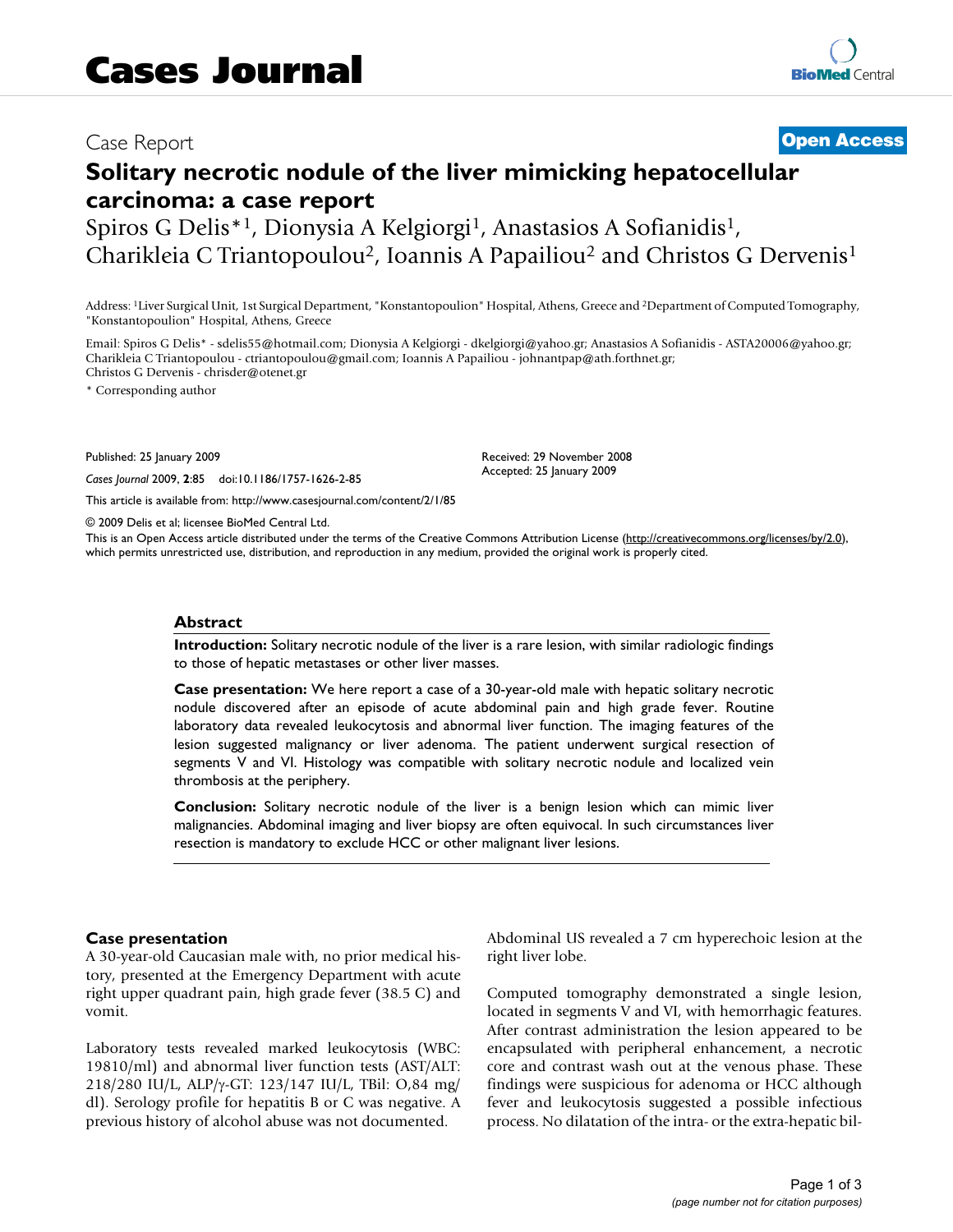# Cases Journal

Case Report

**Open Access**

# Solitary necrotic nodule of the liver mimicking hepatocellular carcinoma: a case report

Spiros G Delis*[1], Dionysia A Kelgiorgi[1], Anastasios A Sofianidis[1], Charikleia C Triantopoulou[2], Ioannis A Papailiou[2] and Christos G Dervenis[1]

Address: [1]Liver Surgical Unit, 1st Surgical Department, "Konstantopoulion" Hospital, Athens, Greece and [2]Department of Computed Tomography, "Konstantopoulion" Hospital, Athens, Greece

Email: Spiros G Delis* - sdelis55@hotmail.com; Dionysia A Kelgiorgi - dkelgiorgi@yahoo.gr; Anastasios A Sofianidis - ASTA20006@yahoo.gr; Charikleia C Triantopoulou - ctriantopoulou@gmail.com; Ioannis A Papailiou - johnantpap@ath.forthnet.gr; Christos G Dervenis - chrisder@otenet.gr

\* Corresponding author

Published: 25 January 2009

*Cases Journal* 2009, **2**:85 doi:10.1186/1757-1626-2-85

Received: 29 November 2008

Accepted: 25 January 2009

This article is available from: http://www.casesjournal.com/content/2/1/85

© 2009 Delis et al; licensee BioMed Central Ltd.

This is an Open Access article distributed under the terms of the Creative Commons Attribution License (http://creativecommons.org/licenses/by/2.0), which permits unrestricted use, distribution, and reproduction in any medium, provided the original work is properly cited.

## Abstract

**Introduction:** Solitary necrotic nodule of the liver is a rare lesion, with similar radiologic findings to those of hepatic metastases or other liver masses.

**Case presentation:** We here report a case of a 30-year-old male with hepatic solitary necrotic nodule discovered after an episode of acute abdominal pain and high grade fever. Routine laboratory data revealed leukocytosis and abnormal liver function. The imaging features of the lesion suggested malignancy or liver adenoma. The patient underwent surgical resection of segments V and VI. Histology was compatible with solitary necrotic nodule and localized vein thrombosis at the periphery.

**Conclusion:** Solitary necrotic nodule of the liver is a benign lesion which can mimic liver malignancies. Abdominal imaging and liver biopsy are often equivocal. In such circumstances liver resection is mandatory to exclude HCC or other malignant liver lesions.

## Case presentation

A 30-year-old Caucasian male with, no prior medical history, presented at the Emergency Department with acute right upper quadrant pain, high grade fever (38.5 C) and vomit.

Laboratory tests revealed marked leukocytosis (WBC: 19810/ml) and abnormal liver function tests (AST/ALT: 218/280 IU/L, ALP/γ-GT: 123/147 IU/L, TBil: O,84 mg/dl). Serology profile for hepatitis B or C was negative. A previous history of alcohol abuse was not documented.

Abdominal US revealed a 7 cm hyperechoic lesion at the right liver lobe.

Computed tomography demonstrated a single lesion, located in segments V and VI, with hemorrhagic features. After contrast administration the lesion appeared to be encapsulated with peripheral enhancement, a necrotic core and contrast wash out at the venous phase. These findings were suspicious for adenoma or HCC although fever and leukocytosis suggested a possible infectious process. No dilatation of the intra- or the extra-hepatic bil-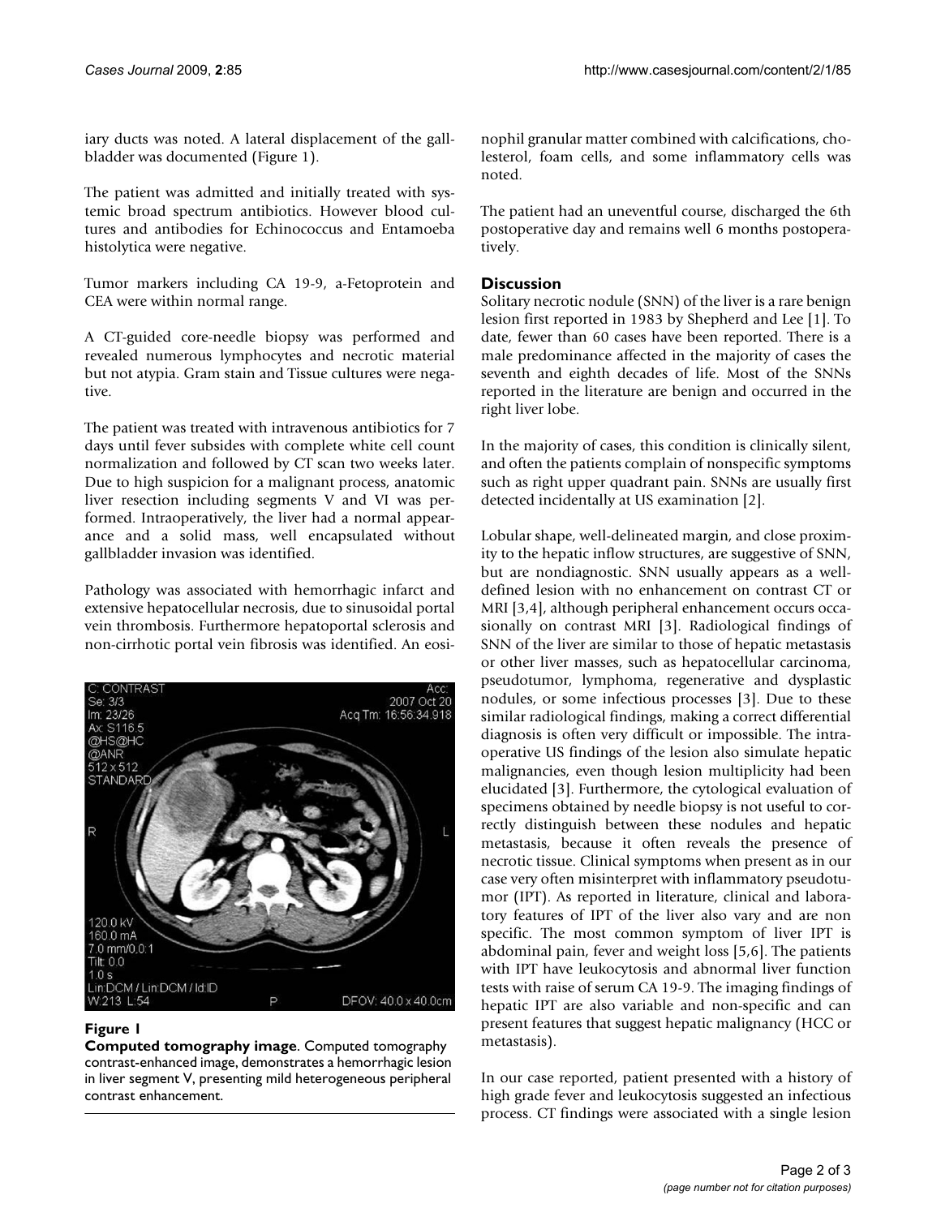iary ducts was noted. A lateral displacement of the gallbladder was documented (Figure 1).

The patient was admitted and initially treated with systemic broad spectrum antibiotics. However blood cultures and antibodies for Echinococcus and Entamoeba histolytica were negative.

Tumor markers including CA 19-9, a-Fetoprotein and CEA were within normal range.

A CT-guided core-needle biopsy was performed and revealed numerous lymphocytes and necrotic material but not atypia. Gram stain and Tissue cultures were negative.

The patient was treated with intravenous antibiotics for 7 days until fever subsides with complete white cell count normalization and followed by CT scan two weeks later. Due to high suspicion for a malignant process, anatomic liver resection including segments V and VI was performed. Intraoperatively, the liver had a normal appearance and a solid mass, well encapsulated without gallbladder invasion was identified.

Pathology was associated with hemorrhagic infarct and extensive hepatocellular necrosis, due to sinusoidal portal vein thrombosis. Furthermore hepatoportal sclerosis and non-cirrhotic portal vein fibrosis was identified. An eosinophil granular matter combined with calcifications, cholesterol, foam cells, and some inflammatory cells was noted.

**Figure 1**

**Computed tomography image**. Computed tomography contrast-enhanced image, demonstrates a hemorrhagic lesion in liver segment V, presenting mild heterogeneous peripheral contrast enhancement.

The patient had an uneventful course, discharged the 6th postoperative day and remains well 6 months postoperatively.

## Discussion

Solitary necrotic nodule (SNN) of the liver is a rare benign lesion first reported in 1983 by Shepherd and Lee [1]. To date, fewer than 60 cases have been reported. There is a male predominance affected in the majority of cases the seventh and eighth decades of life. Most of the SNNs reported in the literature are benign and occurred in the right liver lobe.

In the majority of cases, this condition is clinically silent, and often the patients complain of nonspecific symptoms such as right upper quadrant pain. SNNs are usually first detected incidentally at US examination [2].

Lobular shape, well-delineated margin, and close proximity to the hepatic inflow structures, are suggestive of SNN, but are nondiagnostic. SNN usually appears as a well-defined lesion with no enhancement on contrast CT or MRI [3,4], although peripheral enhancement occurs occasionally on contrast MRI [3]. Radiological findings of SNN of the liver are similar to those of hepatic metastasis or other liver masses, such as hepatocellular carcinoma, pseudotumor, lymphoma, regenerative and dysplastic nodules, or some infectious processes [3]. Due to these similar radiological findings, making a correct differential diagnosis is often very difficult or impossible. The intraoperative US findings of the lesion also simulate hepatic malignancies, even though lesion multiplicity had been elucidated [3]. Furthermore, the cytological evaluation of specimens obtained by needle biopsy is not useful to correctly distinguish between these nodules and hepatic metastasis, because it often reveals the presence of necrotic tissue. Clinical symptoms when present as in our case very often misinterpret with inflammatory pseudotumor (IPT). As reported in literature, clinical and laboratory features of IPT of the liver also vary and are non specific. The most common symptom of liver IPT is abdominal pain, fever and weight loss [5,6]. The patients with IPT have leukocytosis and abnormal liver function tests with raise of serum CA 19-9. The imaging findings of hepatic IPT are also variable and non-specific and can present features that suggest hepatic malignancy (HCC or metastasis).

In our case reported, patient presented with a history of high grade fever and leukocytosis suggested an infectious process. CT findings were associated with a single lesion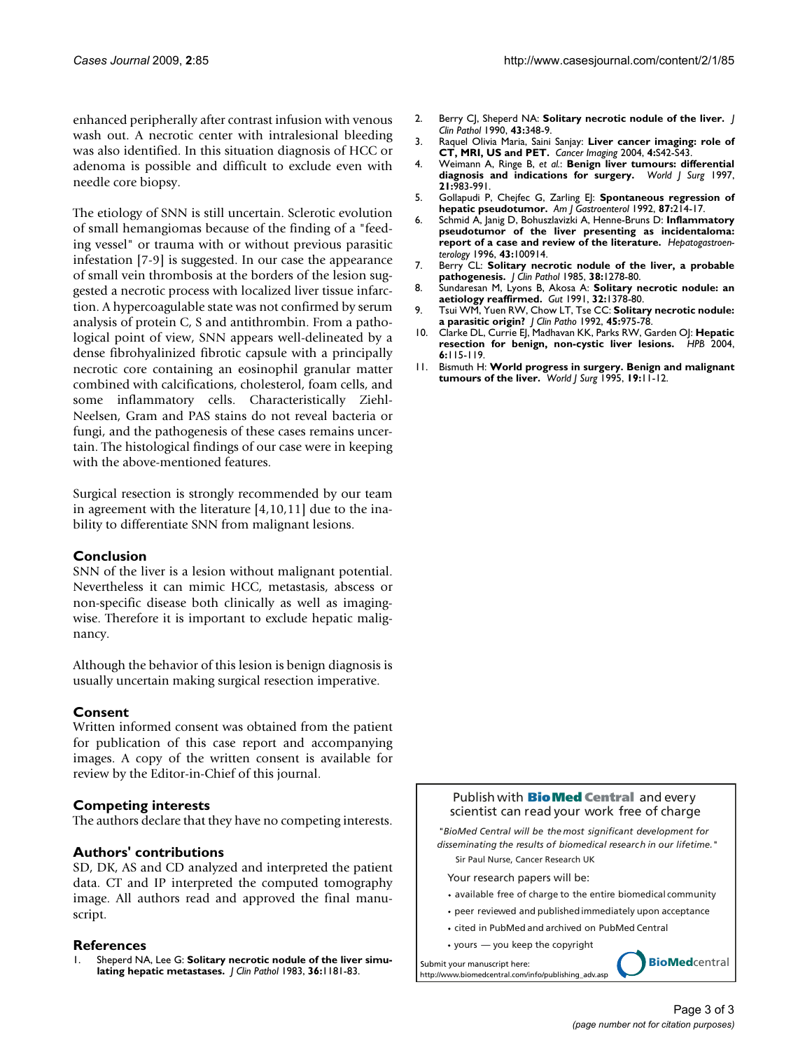enhanced peripherally after contrast infusion with venous wash out. A necrotic center with intralesional bleeding was also identified. In this situation diagnosis of HCC or adenoma is possible and difficult to exclude even with needle core biopsy.

The etiology of SNN is still uncertain. Sclerotic evolution of small hemangiomas because of the finding of a "feeding vessel" or trauma with or without previous parasitic infestation [7-9] is suggested. In our case the appearance of small vein thrombosis at the borders of the lesion suggested a necrotic process with localized liver tissue infarction. A hypercoagulable state was not confirmed by serum analysis of protein C, S and antithrombin. From a pathological point of view, SNN appears well-delineated by a dense fibrohyalinized fibrotic capsule with a principally necrotic core containing an eosinophil granular matter combined with calcifications, cholesterol, foam cells, and some inflammatory cells. Characteristically Ziehl-Neelsen, Gram and PAS stains do not reveal bacteria or fungi, and the pathogenesis of these cases remains uncertain. The histological findings of our case were in keeping with the above-mentioned features.

Surgical resection is strongly recommended by our team in agreement with the literature [4,10,11] due to the inability to differentiate SNN from malignant lesions.

## Conclusion

SNN of the liver is a lesion without malignant potential. Nevertheless it can mimic HCC, metastasis, abscess or non-specific disease both clinically as well as imaging-wise. Therefore it is important to exclude hepatic malignancy.

Although the behavior of this lesion is benign diagnosis is usually uncertain making surgical resection imperative.

## Consent

Written informed consent was obtained from the patient for publication of this case report and accompanying images. A copy of the written consent is available for review by the Editor-in-Chief of this journal.

## Competing interests

The authors declare that they have no competing interests.

## Authors' contributions

SD, DK, AS and CD analyzed and interpreted the patient data. CT and IP interpreted the computed tomography image. All authors read and approved the final manuscript.

## References

1. Sheperd NA, Lee G: **Solitary necrotic nodule of the liver simulating hepatic metastases.** *J Clin Pathol* 1983, **36:**1181-83.
2. Berry CJ, Sheperd NA: **Solitary necrotic nodule of the liver.** *J Clin Pathol* 1990, **43:**348-9.
3. Raquel Olivia Maria, Saini Sanjay: **Liver cancer imaging: role of CT, MRI, US and PET.** *Cancer Imaging* 2004, **4:**S42-S43.
4. Weimann A, Ringe B, *et al.*: **Benign liver tumours: differential diagnosis and indications for surgery.** *World J Surg* 1997, **21:**983-991.
5. Gollapudi P, Chejfec G, Zarling EJ: **Spontaneous regression of hepatic pseudotumor.** *Am J Gastroenterol* 1992, **87:**214-17.
6. Schmid A, Janig D, Bohuszlavizki A, Henne-Bruns D: **Inflammatory pseudotumor of the liver presenting as incidentaloma: report of a case and review of the literature.** *Hepatogastroenterology* 1996, **43:**100914.
7. Berry CL: **Solitary necrotic nodule of the liver, a probable pathogenesis.** *J Clin Pathol* 1985, **38:**1278-80.
8. Sundaresan M, Lyons B, Akosa A: **Solitary necrotic nodule: an aetiology reaffirmed.** *Gut* 1991, **32:**1378-80.
9. Tsui WM, Yuen RW, Chow LT, Tse CC: **Solitary necrotic nodule: a parasitic origin?** *J Clin Patho* 1992, **45:**975-78.
10. Clarke DL, Currie EJ, Madhavan KK, Parks RW, Garden OJ: **Hepatic resection for benign, non-cystic liver lesions.** *HPB* 2004, **6:**115-119.
11. Bismuth H: **World progress in surgery. Benign and malignant tumours of the liver.** *World J Surg* 1995, **19:**11-12.

Publish with **BioMed Central** and every scientist can read your work free of charge

*"BioMed Central will be the most significant development for disseminating the results of biomedical research in our lifetime."*
Sir Paul Nurse, Cancer Research UK

Your research papers will be:

- available free of charge to the entire biomedical community
- peer reviewed and published immediately upon acceptance
- cited in PubMed and archived on PubMed Central
- yours — you keep the copyright

Submit your manuscript here:
http://www.biomedcentral.com/info/publishing_adv.asp

BioMedcentral